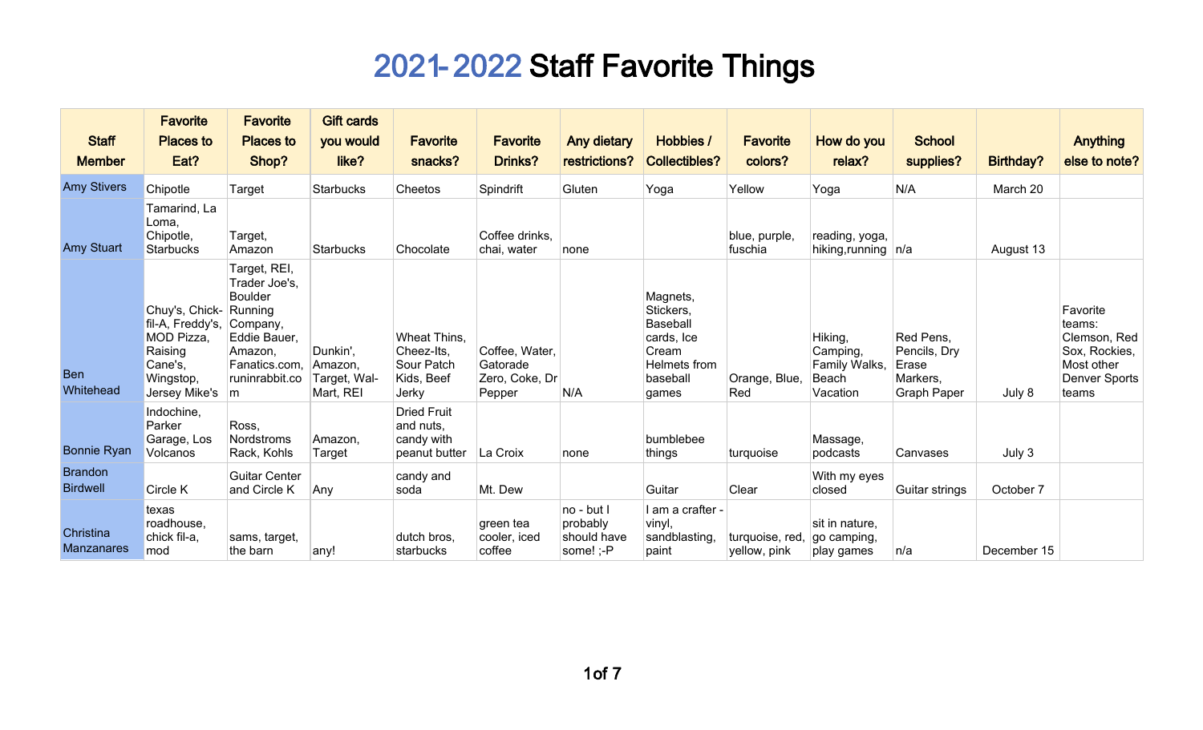# 2021-2022 Staff Favorite Things

| Staff Member | Favorite Places to Eat? | Favorite Places to Shop? | Gift cards you would like? | Favorite snacks? | Favorite Drinks? | Any dietary restrictions? | Hobbies / Collectibles? | Favorite colors? | How do you relax? | School supplies? | Birthday? | Anything else to note? |
|---|---|---|---|---|---|---|---|---|---|---|---|---|
| Amy Stivers | Chipotle | Target | Starbucks | Cheetos | Spindrift | Gluten | Yoga | Yellow | Yoga | N/A | March 20 | |
| Amy Stuart | Tamarind, La Loma, Chipotle, Starbucks | Target, Amazon | Starbucks | Chocolate | Coffee drinks, chai, water | none | | blue, purple, fuschia | reading, yoga, hiking,running | n/a | August 13 | |
| Ben Whitehead | Chuy's, Chick-fil-A, Freddy's, MOD Pizza, Raising Cane's, Wingstop, Jersey Mike's | Target, REI, Trader Joe's, Boulder Running Company, Eddie Bauer, Amazon, Fanatics.com, runinrabbit.com | Dunkin', Amazon, Target, Wal-Mart, REI | Wheat Thins, Cheez-Its, Sour Patch Kids, Beef Jerky | Coffee, Water, Gatorade Zero, Coke, Dr Pepper | N/A | Magnets, Stickers, Baseball cards, Ice Cream Helmets from baseball games | Orange, Blue, Red | Hiking, Camping, Family Walks, Beach Vacation | Red Pens, Pencils, Dry Erase Markers, Graph Paper | July 8 | Favorite teams: Clemson, Red Sox, Rockies, Most other Denver Sports teams |
| Bonnie Ryan | Indochine, Parker Garage, Los Volcanos | Ross, Nordstroms Rack, Kohls | Amazon, Target | Dried Fruit and nuts, candy with peanut butter | La Croix | none | bumblebee things | turquoise | Massage, podcasts | Canvases | July 3 | |
| Brandon Birdwell | Circle K | Guitar Center and Circle K | Any | candy and soda | Mt. Dew | | Guitar | Clear | With my eyes closed | Guitar strings | October 7 | |
| Christina Manzanares | texas roadhouse, chick fil-a, mod | sams, target, the barn | any! | dutch bros, starbucks | green tea cooler, iced coffee | no - but I probably should have some! ;-P | I am a crafter - vinyl, sandblasting, paint | turquoise, red, yellow, pink | sit in nature, go camping, play games | n/a | December 15 | |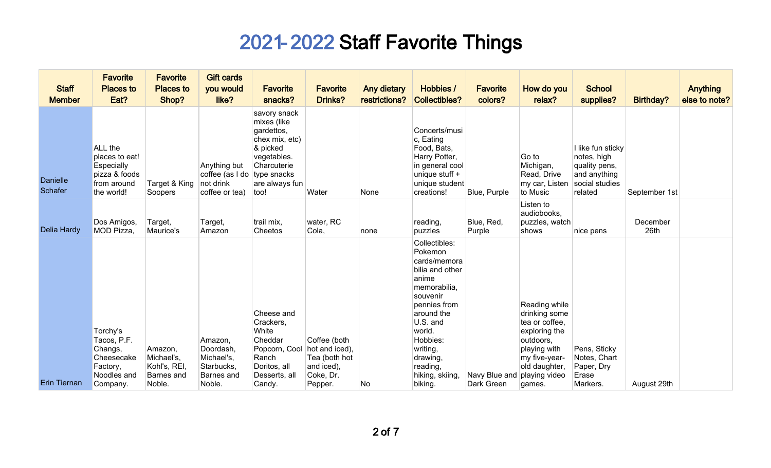# 2021-2022 Staff Favorite Things

| Staff Member | Favorite Places to Eat? | Favorite Places to Shop? | Gift cards you would like? | Favorite snacks? | Favorite Drinks? | Any dietary restrictions? | Hobbies / Collectibles? | Favorite colors? | How do you relax? | School supplies? | Birthday? | Anything else to note? |
|---|---|---|---|---|---|---|---|---|---|---|---|---|
| Danielle Schafer | ALL the places to eat! Especially pizza & foods from around the world! | Target & King Soopers | Anything but coffee (as I do not drink coffee or tea) | savory snack mixes (like gardettos, chex mix, etc) & picked vegetables. Charcuterie type snacks are always fun too! | Water | None | Concerts/music, Eating Food, Bats, Harry Potter, in general cool unique stuff + unique student creations! | Blue, Purple | Go to Michigan, Read, Drive my car, Listen to Music | I like fun sticky notes, high quality pens, and anything social studies related | September 1st | |
| Delia Hardy | Dos Amigos, MOD Pizza, | Target, Maurice's | Target, Amazon | trail mix, Cheetos | water, RC Cola, | none | reading, puzzles | Blue, Red, Purple | Listen to audiobooks, puzzles, watch shows | nice pens | December 26th | |
| Erin Tiernan | Torchy's Tacos, P.F. Changs, Cheesecake Factory, Noodles and Company. | Amazon, Michael's, Kohl's, REI, Barnes and Noble. | Amazon, Doordash, Michael's, Starbucks, Barnes and Noble. | Cheese and Crackers, White Cheddar Popcorn, Cool Ranch Doritos, all Desserts, all Candy. | Coffee (both hot and iced), Tea (both hot and iced), Coke, Dr. Pepper. | No | Collectibles: Pokemon cards/memorabilia and other anime memorabilia, souvenir pennies from around the U.S. and world. Hobbies: writing, drawing, reading, hiking, skiing, biking. | Navy Blue and Dark Green | Reading while drinking some tea or coffee, exploring the outdoors, playing with my five-year-old daughter, playing video games. | Pens, Sticky Notes, Chart Paper, Dry Erase Markers. | August 29th | |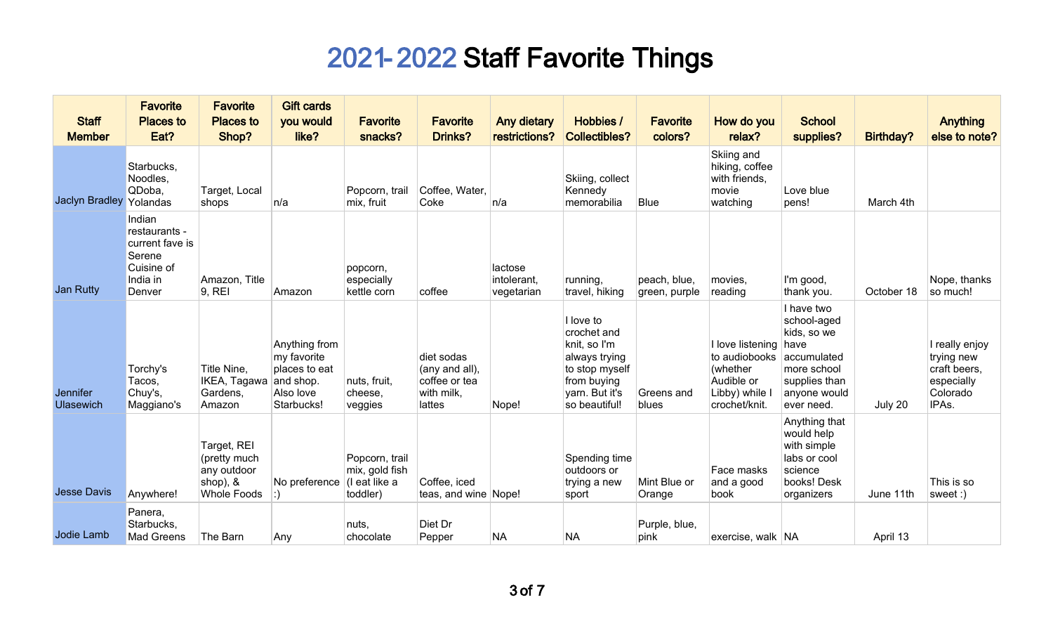# 2021-2022 Staff Favorite Things

| Staff Member | Favorite Places to Eat? | Favorite Places to Shop? | Gift cards you would like? | Favorite snacks? | Favorite Drinks? | Any dietary restrictions? | Hobbies / Collectibles? | Favorite colors? | How do you relax? | School supplies? | Birthday? | Anything else to note? |
|---|---|---|---|---|---|---|---|---|---|---|---|---|
| Jaclyn Bradley | Starbucks, Noodles, QDoba, Yolandas | Target, Local shops | n/a | Popcorn, trail mix, fruit | Coffee, Water, Coke | n/a | Skiing, collect Kennedy memorabilia | Blue | Skiing and hiking, coffee with friends, movie watching | Love blue pens! | March 4th | |
| Jan Rutty | Indian restaurants - current fave is Serene Cuisine of India in Denver | Amazon, Title 9, REI | Amazon | popcorn, especially kettle corn | coffee | lactose intolerant, vegetarian | running, travel, hiking | peach, blue, green, purple | movies, reading | I'm good, thank you. | October 18 | Nope, thanks so much! |
| Jennifer Ulasewich | Torchy's Tacos, Chuy's, Maggiano's | Title Nine, IKEA, Tagawa Gardens, Amazon | Anything from my favorite places to eat and shop. Also love Starbucks! | nuts, fruit, cheese, veggies | diet sodas (any and all), coffee or tea with milk, lattes | Nope! | I love to crochet and knit, so I'm always trying to stop myself from buying yarn. But it's so beautiful! | Greens and blues | I love listening to audiobooks (whether Audible or Libby) while I crochet/knit. | I have two school-aged kids, so we have accumulated more school supplies than anyone would ever need. | July 20 | I really enjoy trying new craft beers, especially Colorado IPAs. |
| Jesse Davis | Anywhere! | Target, REI (pretty much any outdoor shop), & Whole Foods | No preference :) | Popcorn, trail mix, gold fish (I eat like a toddler) | Coffee, iced teas, and wine | Nope! | Spending time outdoors or trying a new sport | Mint Blue or Orange | Face masks and a good book | Anything that would help with simple labs or cool science books! Desk organizers | June 11th | This is so sweet :) |
| Jodie Lamb | Panera, Starbucks, Mad Greens | The Barn | Any | nuts, chocolate | Diet Dr Pepper | NA | NA | Purple, blue, pink | exercise, walk | NA | April 13 | |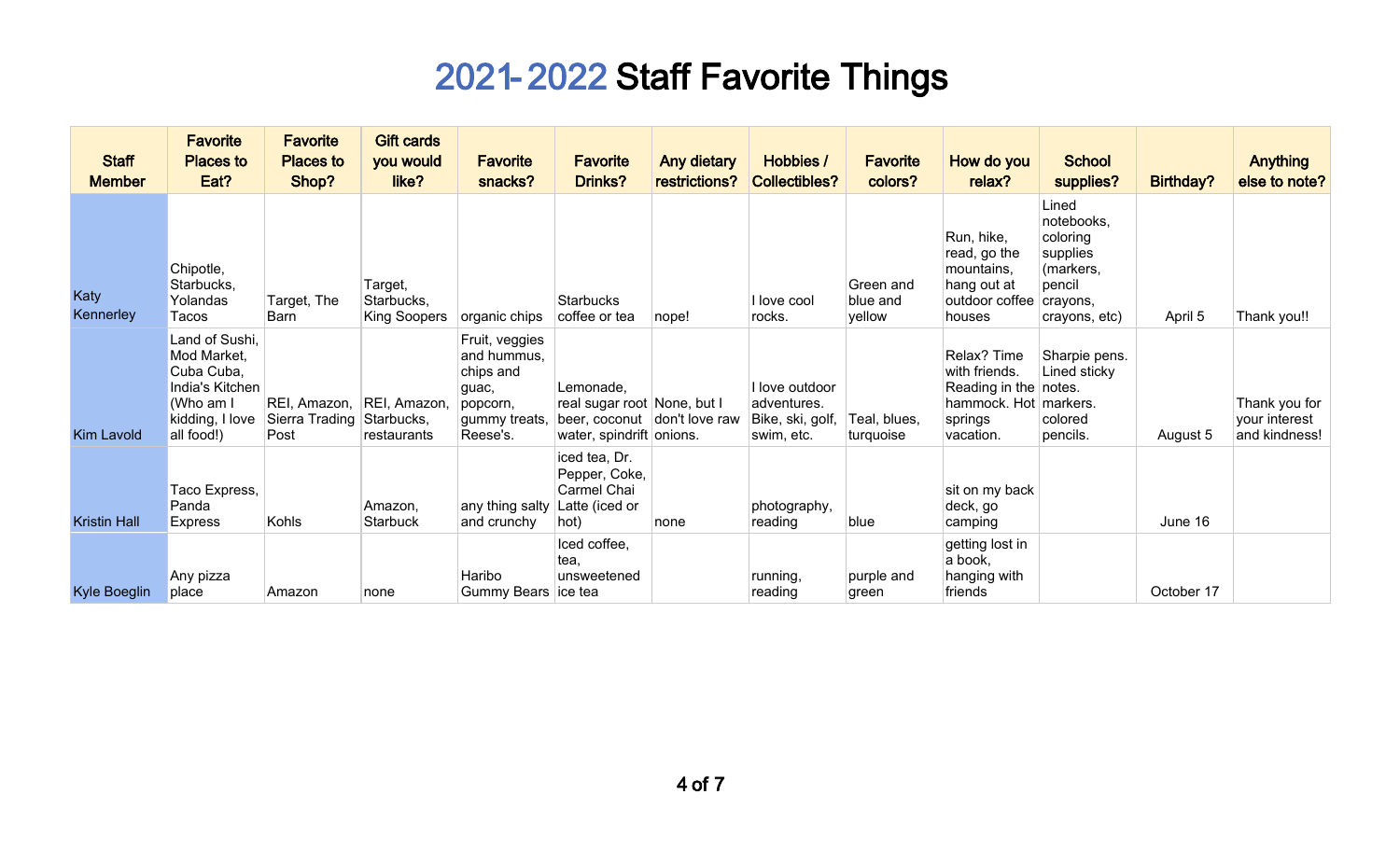# 2021-2022 Staff Favorite Things

| Staff Member | Favorite Places to Eat? | Favorite Places to Shop? | Gift cards you would like? | Favorite snacks? | Favorite Drinks? | Any dietary restrictions? | Hobbies / Collectibles? | Favorite colors? | How do you relax? | School supplies? | Birthday? | Anything else to note? |
|---|---|---|---|---|---|---|---|---|---|---|---|---|
| Katy Kennerley | Chipotle, Starbucks, Yolandas Tacos | Target, The Barn | Target, Starbucks, King Soopers | organic chips | Starbucks coffee or tea | nope! | I love cool rocks. | Green and blue and yellow | Run, hike, read, go the mountains, hang out at outdoor coffee houses | Lined notebooks, coloring supplies (markers, pencil crayons, crayons, etc) | April 5 | Thank you!! |
| Kim Lavold | Land of Sushi, Mod Market, Cuba Cuba, India's Kitchen (Who am I kidding, I love all food!) | REI, Amazon, Sierra Trading Post | REI, Amazon, Starbucks, restaurants | Fruit, veggies and hummus, chips and guac, popcorn, gummy treats, Reese's. | Lemonade, real sugar root beer, coconut water, spindrift | None, but I don't love raw onions. | I love outdoor adventures. Bike, ski, golf, swim, etc. | Teal, blues, turquoise | Relax? Time with friends. Reading in the hammock. Hot springs vacation. | Sharpie pens. Lined sticky notes. markers. colored pencils. | August 5 | Thank you for your interest and kindness! |
| Kristin Hall | Taco Express, Panda Express | Kohls | Amazon, Starbuck | any thing salty and crunchy | iced tea, Dr. Pepper, Coke, Carmel Chai Latte (iced or hot) | none | photography, reading | blue | sit on my back deck, go camping | | June 16 | |
| Kyle Boeglin | Any pizza place | Amazon | none | Haribo Gummy Bears | Iced coffee, tea, unsweetened ice tea | | running, reading | purple and green | getting lost in a book, hanging with friends | | October 17 | |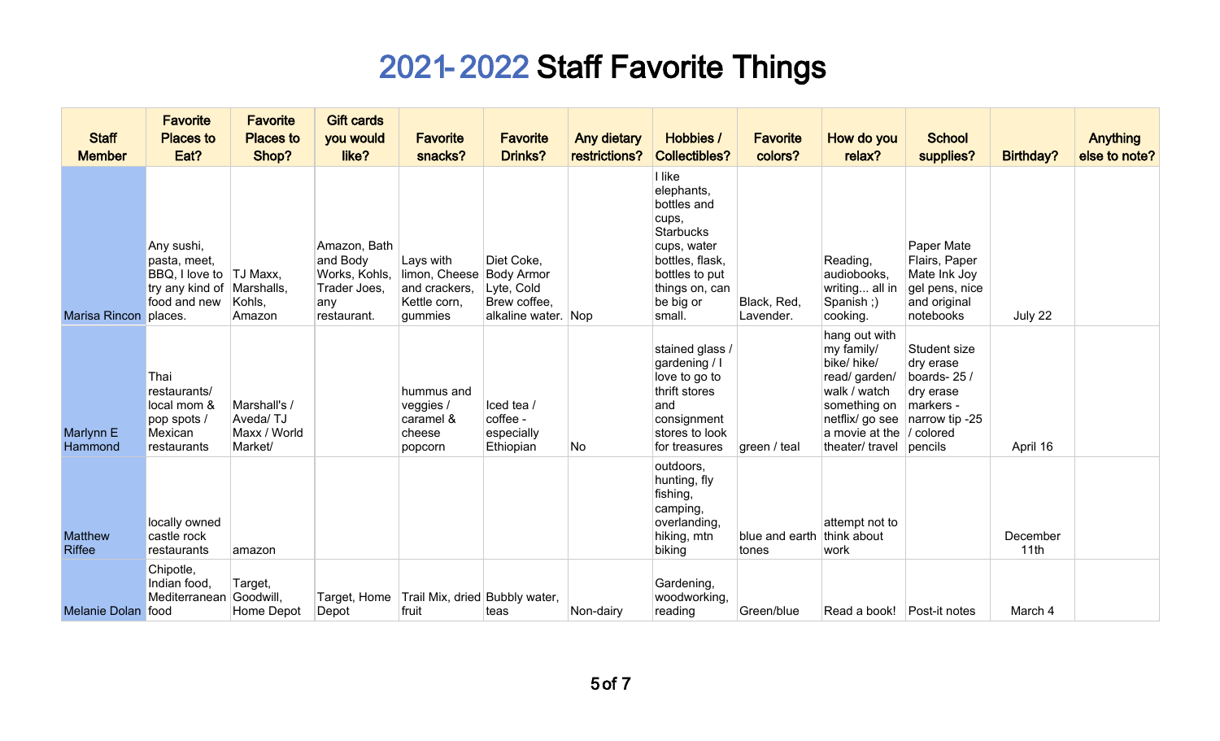# 2021-2022 Staff Favorite Things

| Staff Member | Favorite Places to Eat? | Favorite Places to Shop? | Gift cards you would like? | Favorite snacks? | Favorite Drinks? | Any dietary restrictions? | Hobbies / Collectibles? | Favorite colors? | How do you relax? | School supplies? | Birthday? | Anything else to note? |
|---|---|---|---|---|---|---|---|---|---|---|---|---|
| Marisa Rincon | Any sushi, pasta, meet, BBQ, I love to try any kind of food and new places. | TJ Maxx, Marshalls, Kohls, Amazon | Amazon, Bath and Body Works, Kohls, Trader Joes, any restaurant. | Lays with limon, Cheese and crackers, Kettle corn, gummies | Diet Coke, Body Armor Lyte, Cold Brew coffee, alkaline water. | Nop | I like elephants, bottles and cups, Starbucks cups, water bottles, flask, bottles to put things on, can be big or small. | Black, Red, Lavender. | Reading, audiobooks, writing... all in Spanish ;) cooking. | Paper Mate Flairs, Paper Mate Ink Joy gel pens, nice and original notebooks | July 22 | |
| Marlynn E Hammond | Thai restaurants/ local mom & pop spots / Mexican restaurants | Marshall's / Aveda/ TJ Maxx / World Market/ | | hummus and veggies / caramel & cheese popcorn | Iced tea / coffee - especially Ethiopian | No | stained glass / gardening / I love to go to thrift stores and consignment stores to look for treasures | green / teal | hang out with my family/ bike/ hike/ read/ garden/ walk / watch something on netflix/ go see a movie at the theater/ travel | Student size dry erase boards- 25 / dry erase markers - narrow tip -25 / colored pencils | April 16 | |
| Matthew Riffee | locally owned castle rock restaurants | amazon | | | | | outdoors, hunting, fly fishing, camping, overlanding, hiking, mtn biking | blue and earth tones | attempt not to think about work | | December 11th | |
| Melanie Dolan | Chipotle, Indian food, Mediterranean food | Target, Goodwill, Home Depot | Target, Home Depot | Trail Mix, dried fruit | Bubbly water, teas | Non-dairy | Gardening, woodworking, reading | Green/blue | Read a book! | Post-it notes | March 4 | |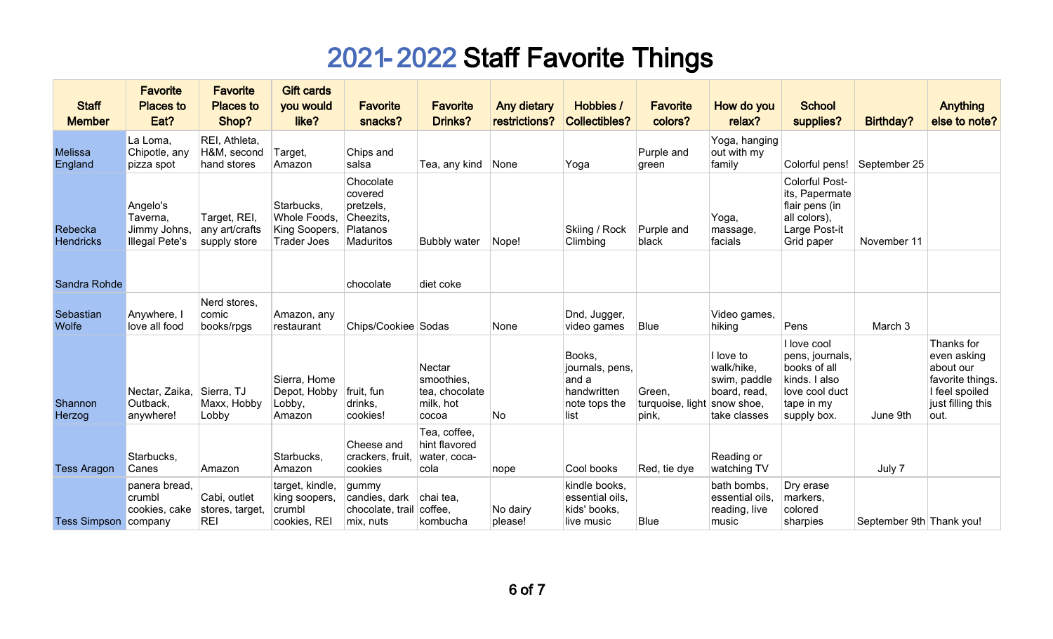# 2021-2022 Staff Favorite Things

| Staff Member | Favorite Places to Eat? | Favorite Places to Shop? | Gift cards you would like? | Favorite snacks? | Favorite Drinks? | Any dietary restrictions? | Hobbies / Collectibles? | Favorite colors? | How do you relax? | School supplies? | Birthday? | Anything else to note? |
|---|---|---|---|---|---|---|---|---|---|---|---|---|
| Melissa England | La Loma, Chipotle, any pizza spot | REI, Athleta, H&M, second hand stores | Target, Amazon | Chips and salsa | Tea, any kind | None | Yoga | Purple and green | Yoga, hanging out with my family | Colorful pens! | September 25 | |
| Rebecka Hendricks | Angelo's Taverna, Jimmy Johns, Illegal Pete's | Target, REI, any art/crafts supply store | Starbucks, Whole Foods, King Soopers, Trader Joes | Chocolate covered pretzels, Cheezits, Platanos Maduritos | Bubbly water | Nope! | Skiing / Rock Climbing | Purple and black | Yoga, massage, facials | Colorful Post-its, Papermate flair pens (in all colors), Large Post-it Grid paper | November 11 | |
| Sandra Rohde | | | | chocolate | diet coke | | | | | | | |
| Sebastian Wolfe | Anywhere, I love all food | Nerd stores, comic books/rpgs | Amazon, any restaurant | Chips/Cookiee | Sodas | None | Dnd, Jugger, video games | Blue | Video games, hiking | Pens | March 3 | |
| Shannon Herzog | Nectar, Zaika, Outback, anywhere! | Sierra, TJ Maxx, Hobby Lobby | Sierra, Home Depot, Hobby Lobby, Amazon | fruit, fun drinks, cookies! | Nectar smoothies, tea, chocolate milk, hot cocoa | No | Books, journals, pens, and a handwritten note tops the list | Green, turquoise, light pink, | I love to walk/hike, swim, paddle board, read, snow shoe, take classes | I love cool pens, journals, books of all kinds. I also love cool duct tape in my supply box. | June 9th | Thanks for even asking about our favorite things. I feel spoiled just filling this out. |
| Tess Aragon | Starbucks, Canes | Amazon | Starbucks, Amazon | Cheese and crackers, fruit, cookies | Tea, coffee, hint flavored water, coca-cola | nope | Cool books | Red, tie dye | Reading or watching TV | | July 7 | |
| Tess Simpson | panera bread, crumbl cookies, cake company | Cabi, outlet stores, target, REI | target, kindle, king soopers, crumbl cookies, REI | gummy candies, dark chocolate, trail mix, nuts | chai tea, coffee, kombucha | No dairy please! | kindle books, essential oils, kids' books, live music | Blue | bath bombs, essential oils, reading, live music | Dry erase markers, colored sharpies | September 9th | Thank you! |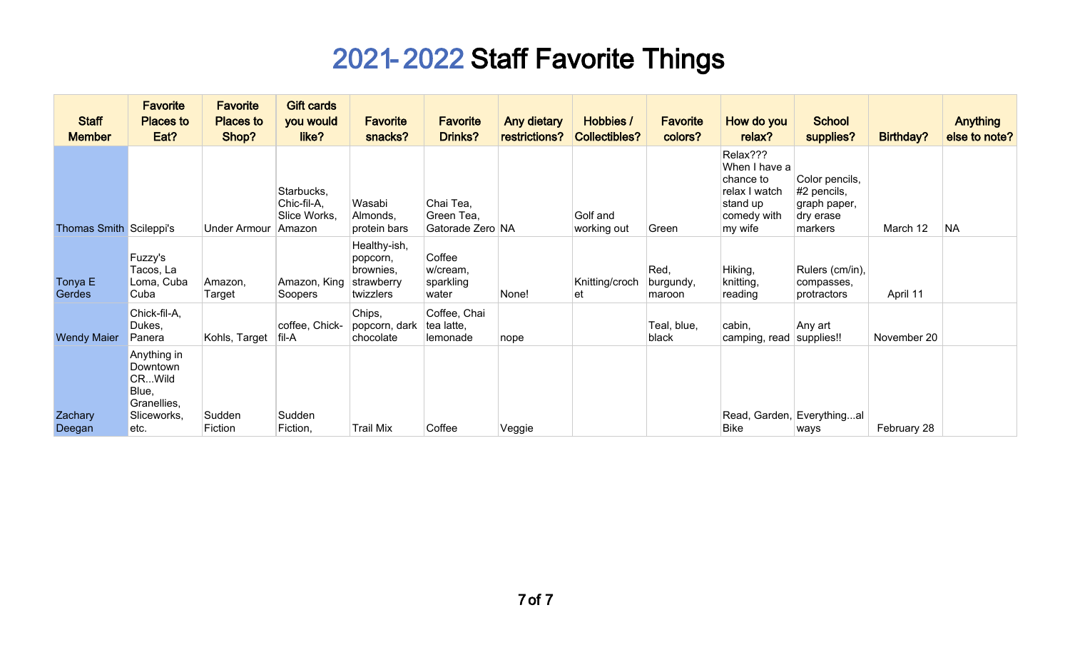# 2021-2022 Staff Favorite Things

| Staff Member | Favorite Places to Eat? | Favorite Places to Shop? | Gift cards you would like? | Favorite snacks? | Favorite Drinks? | Any dietary restrictions? | Hobbies / Collectibles? | Favorite colors? | How do you relax? | School supplies? | Birthday? | Anything else to note? |
|---|---|---|---|---|---|---|---|---|---|---|---|---|
| Thomas Smith | Scileppi's | Under Armour | Starbucks, Chic-fil-A, Slice Works, Amazon | Wasabi Almonds, protein bars | Chai Tea, Green Tea, Gatorade Zero | NA | Golf and working out | Green | Relax??? When I have a chance to relax I watch stand up comedy with my wife | Color pencils, #2 pencils, graph paper, dry erase markers | March 12 | NA |
| Tonya E Gerdes | Fuzzy's Tacos, La Loma, Cuba Cuba | Amazon, Target | Amazon, King Soopers | Healthy-ish, popcorn, brownies, strawberry twizzlers | Coffee w/cream, sparkling water | None! | Knitting/crochet | Red, burgundy, maroon | Hiking, knitting, reading | Rulers (cm/in), compasses, protractors | April 11 | |
| Wendy Maier | Chick-fil-A, Dukes, Panera | Kohls, Target | coffee, Chick-fil-A | Chips, popcorn, dark chocolate | Coffee, Chai tea latte, lemonade | nope | | Teal, blue, black | cabin, camping, read | Any art supplies!! | November 20 | |
| Zachary Deegan | Anything in Downtown CR...Wild Blue, Granellies, Sliceworks, etc. | Sudden Fiction | Sudden Fiction, | Trail Mix | Coffee | Veggie | | | Read, Garden, Bike | Everything...always | February 28 | |